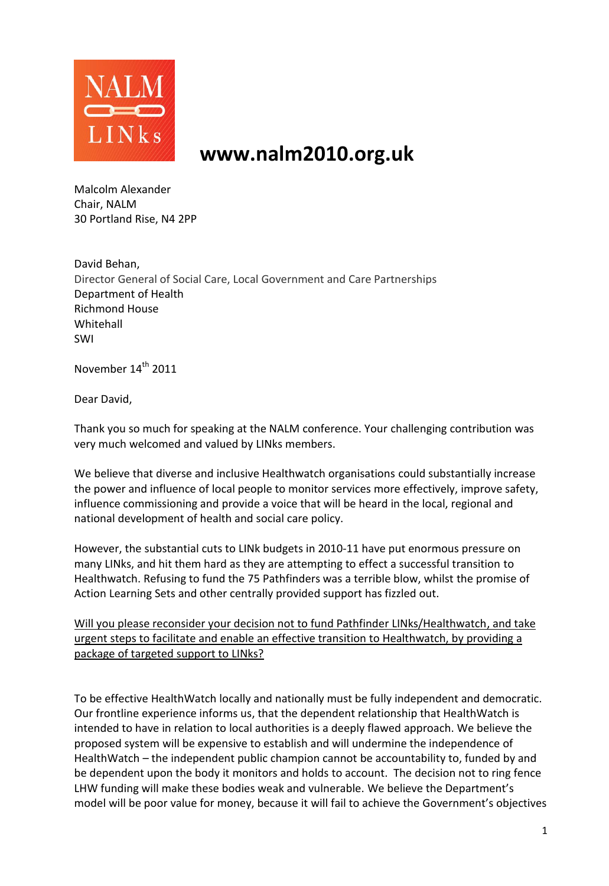NALM LINks

**www.nalm2010.org.uk**

Malcolm Alexander
Chair, NALM
30 Portland Rise, N4 2PP

David Behan,
Director General of Social Care, Local Government and Care Partnerships
Department of Health
Richmond House
Whitehall
SWI

November 14th 2011

Dear David,

Thank you so much for speaking at the NALM conference. Your challenging contribution was very much welcomed and valued by LINks members.

We believe that diverse and inclusive Healthwatch organisations could substantially increase the power and influence of local people to monitor services more effectively, improve safety, influence commissioning and provide a voice that will be heard in the local, regional and national development of health and social care policy.

However, the substantial cuts to LINk budgets in 2010-11 have put enormous pressure on many LINks, and hit them hard as they are attempting to effect a successful transition to Healthwatch. Refusing to fund the 75 Pathfinders was a terrible blow, whilst the promise of Action Learning Sets and other centrally provided support has fizzled out.

<u>Will you please reconsider your decision not to fund Pathfinder LINks/Healthwatch, and take urgent steps to facilitate and enable an effective transition to Healthwatch, by providing a package of targeted support to LINks?</u>

To be effective HealthWatch locally and nationally must be fully independent and democratic. Our frontline experience informs us, that the dependent relationship that HealthWatch is intended to have in relation to local authorities is a deeply flawed approach. We believe the proposed system will be expensive to establish and will undermine the independence of HealthWatch – the independent public champion cannot be accountability to, funded by and be dependent upon the body it monitors and holds to account. The decision not to ring fence LHW funding will make these bodies weak and vulnerable. We believe the Department's model will be poor value for money, because it will fail to achieve the Government's objectives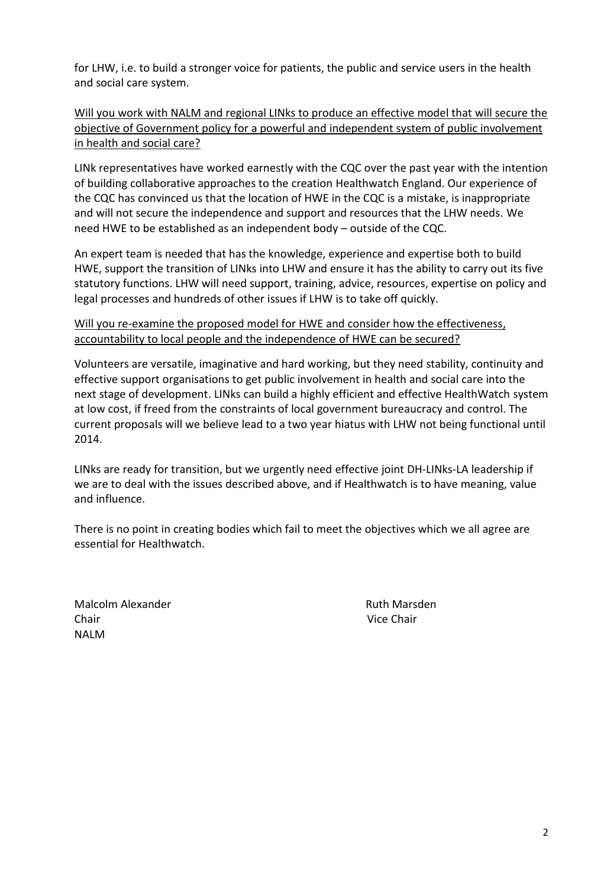for LHW, i.e. to build a stronger voice for patients, the public and service users in the health and social care system.

<u>Will you work with NALM and regional LINks to produce an effective model that will secure the objective of Government policy for a powerful and independent system of public involvement in health and social care?</u>

LINk representatives have worked earnestly with the CQC over the past year with the intention of building collaborative approaches to the creation Healthwatch England. Our experience of the CQC has convinced us that the location of HWE in the CQC is a mistake, is inappropriate and will not secure the independence and support and resources that the LHW needs. We need HWE to be established as an independent body – outside of the CQC.

An expert team is needed that has the knowledge, experience and expertise both to build HWE, support the transition of LINks into LHW and ensure it has the ability to carry out its five statutory functions. LHW will need support, training, advice, resources, expertise on policy and legal processes and hundreds of other issues if LHW is to take off quickly.

<u>Will you re-examine the proposed model for HWE and consider how the effectiveness, accountability to local people and the independence of HWE can be secured?</u>

Volunteers are versatile, imaginative and hard working, but they need stability, continuity and effective support organisations to get public involvement in health and social care into the next stage of development. LINks can build a highly efficient and effective HealthWatch system at low cost, if freed from the constraints of local government bureaucracy and control. The current proposals will we believe lead to a two year hiatus with LHW not being functional until 2014.

LINks are ready for transition, but we urgently need effective joint DH-LINks-LA leadership if we are to deal with the issues described above, and if Healthwatch is to have meaning, value and influence.

There is no point in creating bodies which fail to meet the objectives which we all agree are essential for Healthwatch.

Malcolm Alexander  
Chair  
NALM

Ruth Marsden  
Vice Chair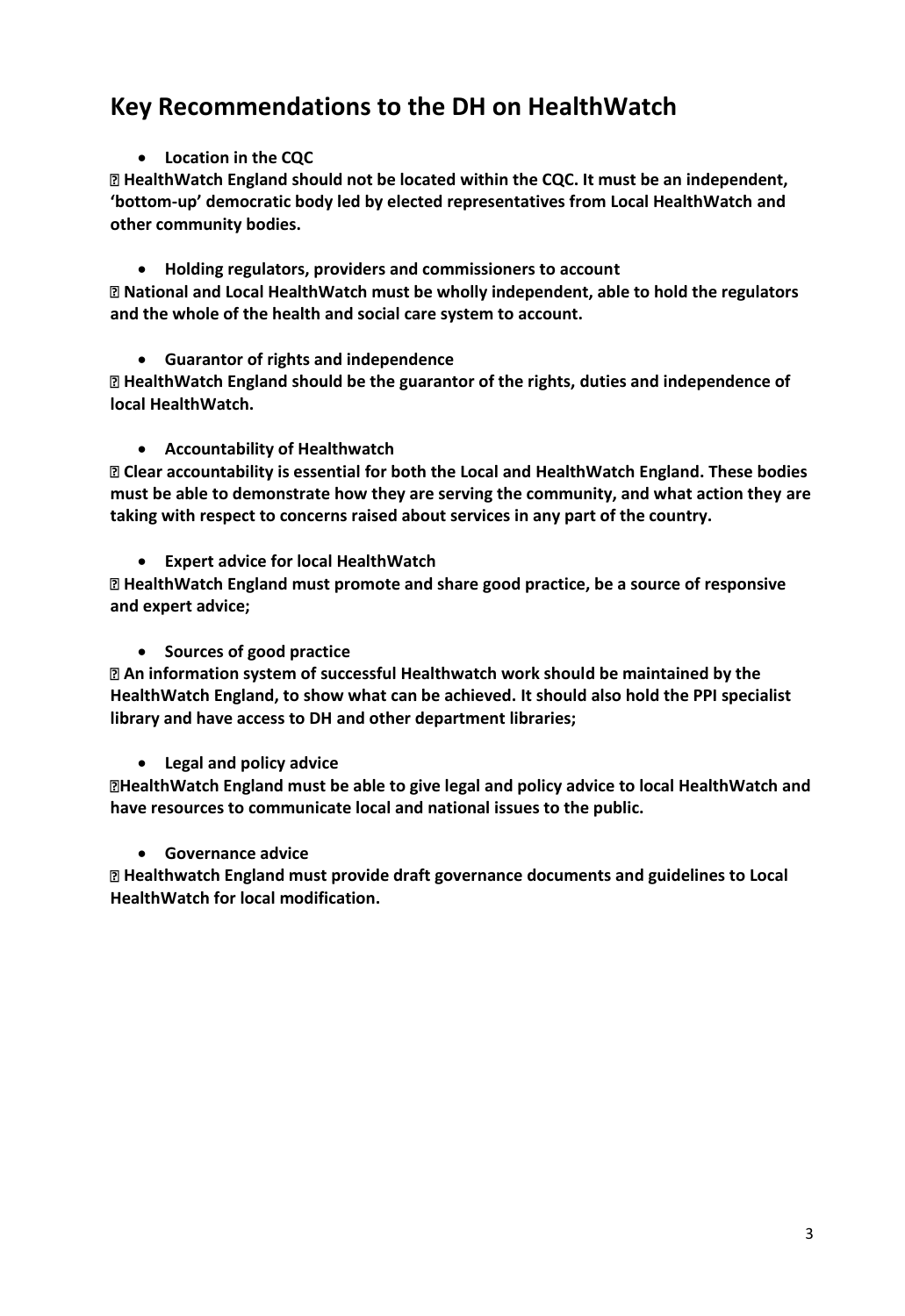## Key Recommendations to the DH on HealthWatch

- **Location in the CQC**

**HealthWatch England should not be located within the CQC. It must be an independent, 'bottom-up' democratic body led by elected representatives from Local HealthWatch and other community bodies.**

- **Holding regulators, providers and commissioners to account**

**National and Local HealthWatch must be wholly independent, able to hold the regulators and the whole of the health and social care system to account.**

- **Guarantor of rights and independence**

**HealthWatch England should be the guarantor of the rights, duties and independence of local HealthWatch.**

- **Accountability of Healthwatch**

**Clear accountability is essential for both the Local and HealthWatch England. These bodies must be able to demonstrate how they are serving the community, and what action they are taking with respect to concerns raised about services in any part of the country.**

- **Expert advice for local HealthWatch**

**HealthWatch England must promote and share good practice, be a source of responsive and expert advice;**

- **Sources of good practice**

**An information system of successful Healthwatch work should be maintained by the HealthWatch England, to show what can be achieved. It should also hold the PPI specialist library and have access to DH and other department libraries;**

- **Legal and policy advice**

**HealthWatch England must be able to give legal and policy advice to local HealthWatch and have resources to communicate local and national issues to the public.**

- **Governance advice**

**Healthwatch England must provide draft governance documents and guidelines to Local HealthWatch for local modification.**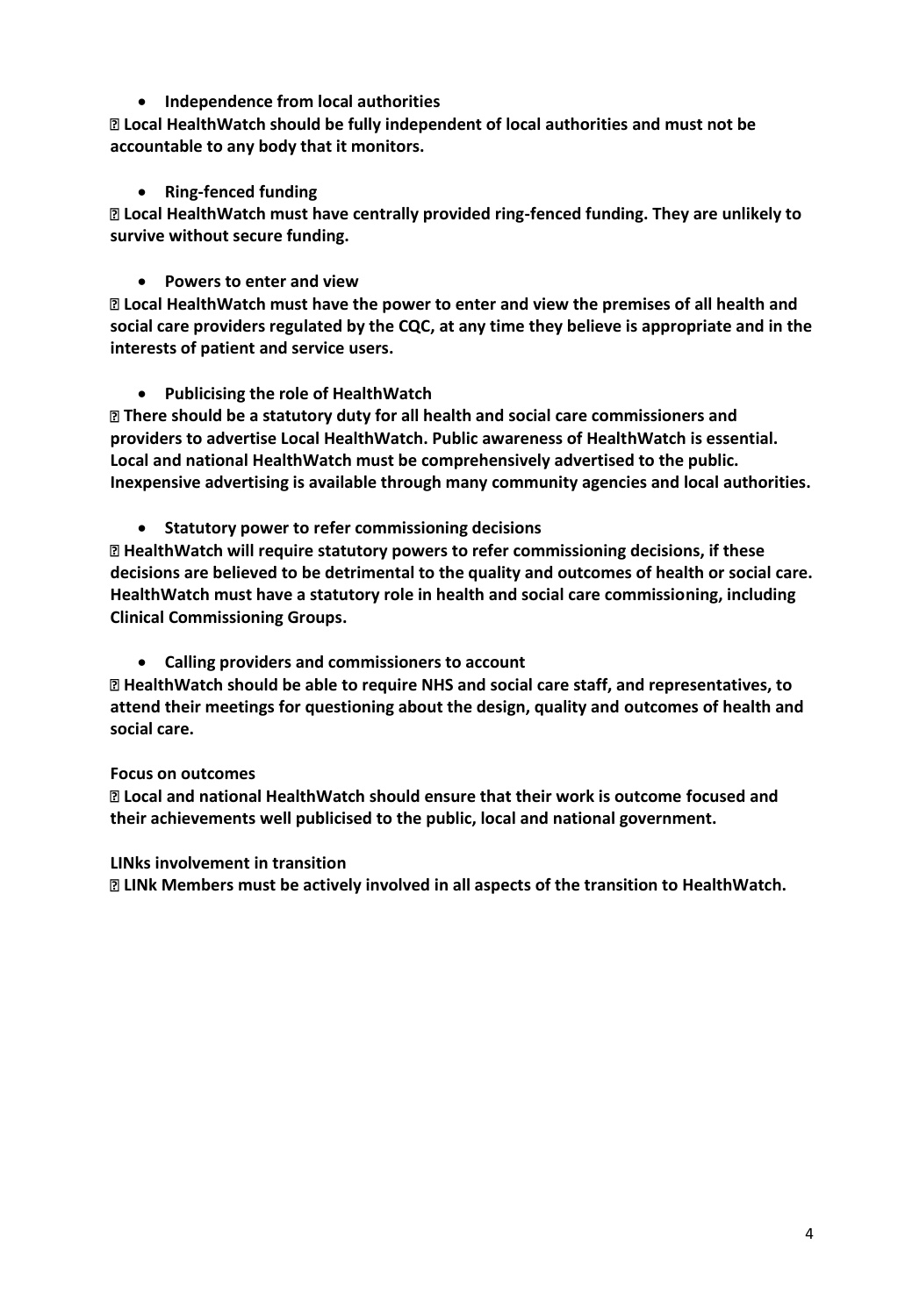- **Independence from local authorities**

**? Local HealthWatch should be fully independent of local authorities and must not be accountable to any body that it monitors.**

- **Ring-fenced funding**

**? Local HealthWatch must have centrally provided ring-fenced funding. They are unlikely to survive without secure funding.**

- **Powers to enter and view**

**? Local HealthWatch must have the power to enter and view the premises of all health and social care providers regulated by the CQC, at any time they believe is appropriate and in the interests of patient and service users.**

- **Publicising the role of HealthWatch**

**? There should be a statutory duty for all health and social care commissioners and providers to advertise Local HealthWatch. Public awareness of HealthWatch is essential. Local and national HealthWatch must be comprehensively advertised to the public. Inexpensive advertising is available through many community agencies and local authorities.**

- **Statutory power to refer commissioning decisions**

**? HealthWatch will require statutory powers to refer commissioning decisions, if these decisions are believed to be detrimental to the quality and outcomes of health or social care. HealthWatch must have a statutory role in health and social care commissioning, including Clinical Commissioning Groups.**

- **Calling providers and commissioners to account**

**? HealthWatch should be able to require NHS and social care staff, and representatives, to attend their meetings for questioning about the design, quality and outcomes of health and social care.**

**Focus on outcomes**

**? Local and national HealthWatch should ensure that their work is outcome focused and their achievements well publicised to the public, local and national government.**

**LINks involvement in transition**

**? LINk Members must be actively involved in all aspects of the transition to HealthWatch.**